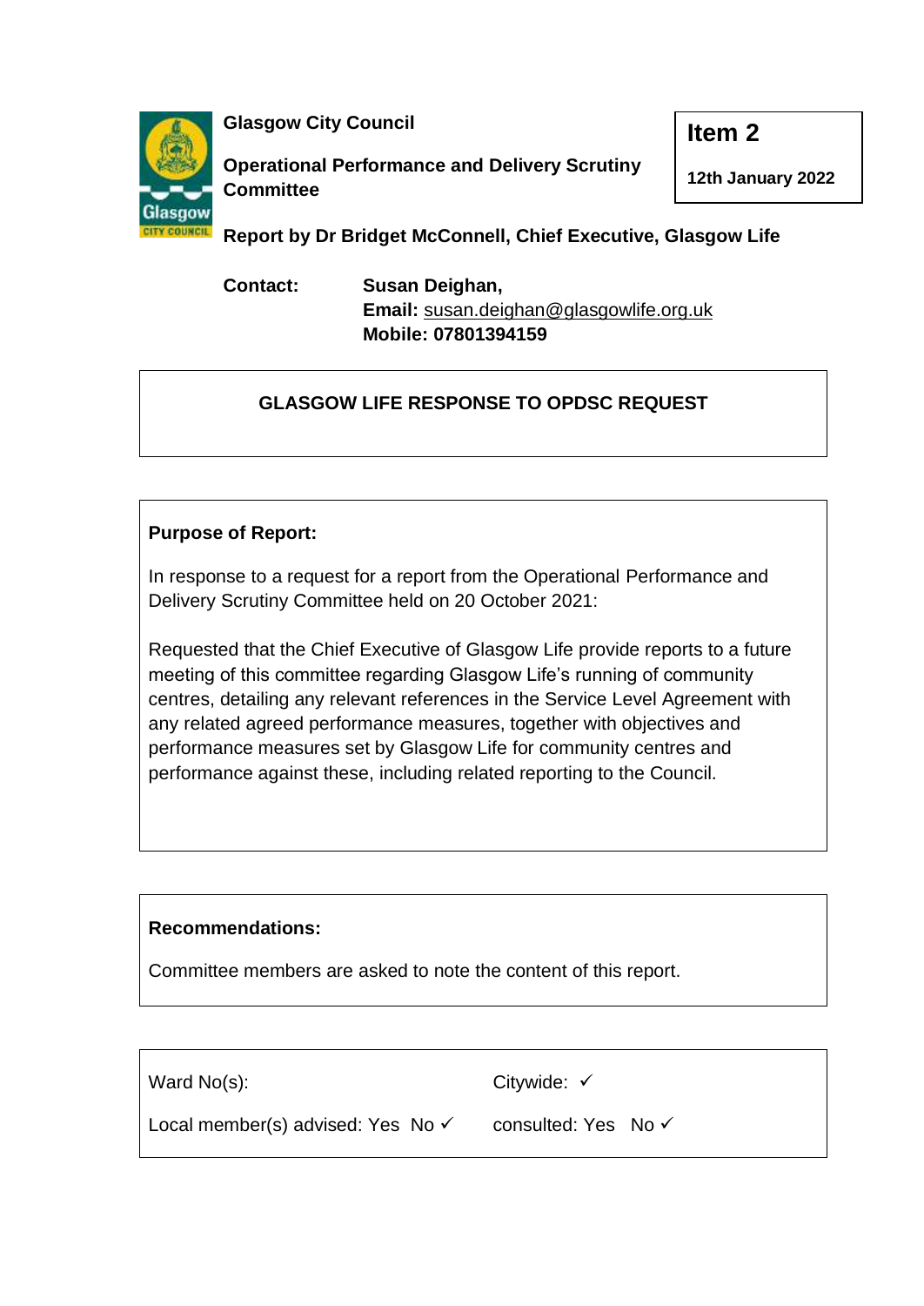**Glasgow City Council**

**Operational Performance and Delivery Scrutiny Committee**

**Item 2**

**12th January 2022**

**Report by Dr Bridget McConnell, Chief Executive, Glasgow Life**

**Contact:** **Susan Deighan,**
**Email:** susan.deighan@glasgowlife.org.uk
**Mobile: 07801394159**

## GLASGOW LIFE RESPONSE TO OPDSC REQUEST

**Purpose of Report:**

In response to a request for a report from the Operational Performance and Delivery Scrutiny Committee held on 20 October 2021:

Requested that the Chief Executive of Glasgow Life provide reports to a future meeting of this committee regarding Glasgow Life's running of community centres, detailing any relevant references in the Service Level Agreement with any related agreed performance measures, together with objectives and performance measures set by Glasgow Life for community centres and performance against these, including related reporting to the Council.

**Recommendations:**

Committee members are asked to note the content of this report.

| | |
|---|---|
| Ward No(s): | Citywide: ✓ |
| Local member(s) advised: Yes No ✓ | consulted: Yes No ✓ |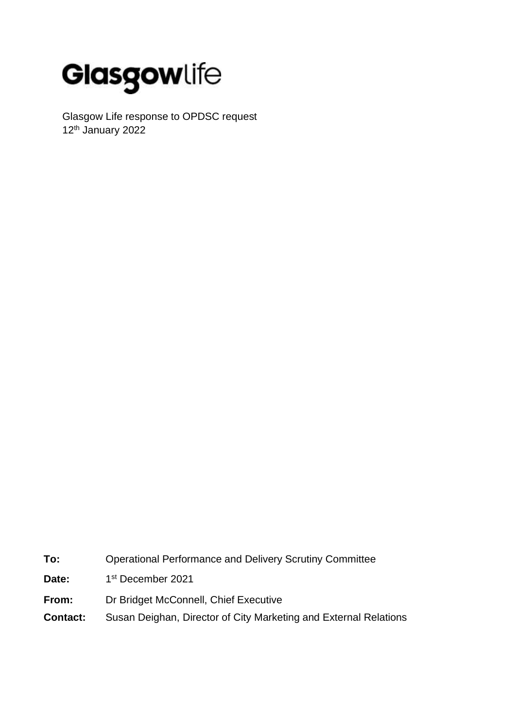# Glasgowlife

Glasgow Life response to OPDSC request
12th January 2022

**To:** Operational Performance and Delivery Scrutiny Committee

**Date:** 1st December 2021

**From:** Dr Bridget McConnell, Chief Executive

**Contact:** Susan Deighan, Director of City Marketing and External Relations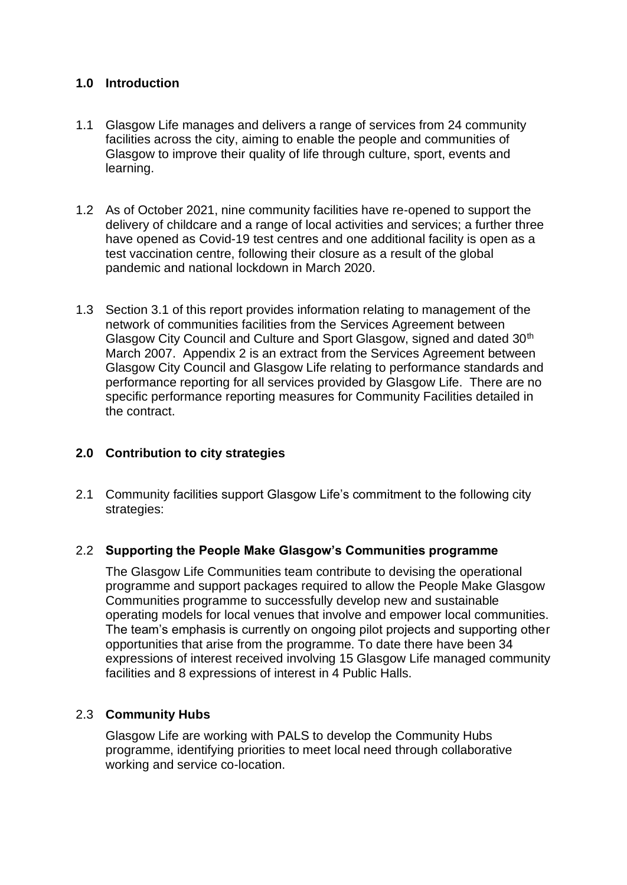## 1.0 Introduction

1.1 Glasgow Life manages and delivers a range of services from 24 community facilities across the city, aiming to enable the people and communities of Glasgow to improve their quality of life through culture, sport, events and learning.

1.2 As of October 2021, nine community facilities have re-opened to support the delivery of childcare and a range of local activities and services; a further three have opened as Covid-19 test centres and one additional facility is open as a test vaccination centre, following their closure as a result of the global pandemic and national lockdown in March 2020.

1.3 Section 3.1 of this report provides information relating to management of the network of communities facilities from the Services Agreement between Glasgow City Council and Culture and Sport Glasgow, signed and dated 30th March 2007. Appendix 2 is an extract from the Services Agreement between Glasgow City Council and Glasgow Life relating to performance standards and performance reporting for all services provided by Glasgow Life. There are no specific performance reporting measures for Community Facilities detailed in the contract.

## 2.0 Contribution to city strategies

2.1 Community facilities support Glasgow Life's commitment to the following city strategies:

### 2.2 Supporting the People Make Glasgow's Communities programme

The Glasgow Life Communities team contribute to devising the operational programme and support packages required to allow the People Make Glasgow Communities programme to successfully develop new and sustainable operating models for local venues that involve and empower local communities. The team's emphasis is currently on ongoing pilot projects and supporting other opportunities that arise from the programme. To date there have been 34 expressions of interest received involving 15 Glasgow Life managed community facilities and 8 expressions of interest in 4 Public Halls.

### 2.3 Community Hubs

Glasgow Life are working with PALS to develop the Community Hubs programme, identifying priorities to meet local need through collaborative working and service co-location.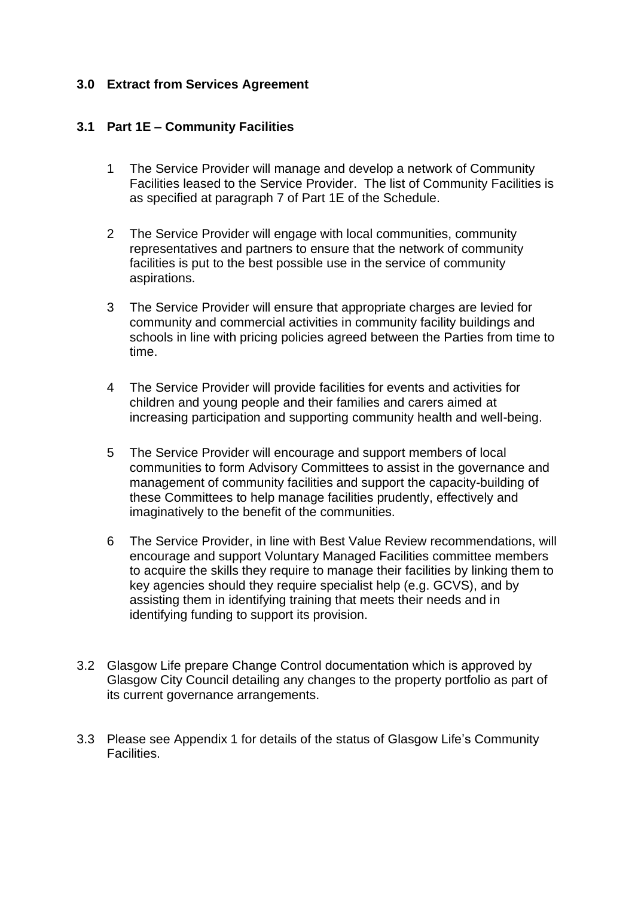## 3.0 Extract from Services Agreement

### 3.1 Part 1E – Community Facilities

1. The Service Provider will manage and develop a network of Community Facilities leased to the Service Provider. The list of Community Facilities is as specified at paragraph 7 of Part 1E of the Schedule.

2. The Service Provider will engage with local communities, community representatives and partners to ensure that the network of community facilities is put to the best possible use in the service of community aspirations.

3. The Service Provider will ensure that appropriate charges are levied for community and commercial activities in community facility buildings and schools in line with pricing policies agreed between the Parties from time to time.

4. The Service Provider will provide facilities for events and activities for children and young people and their families and carers aimed at increasing participation and supporting community health and well-being.

5. The Service Provider will encourage and support members of local communities to form Advisory Committees to assist in the governance and management of community facilities and support the capacity-building of these Committees to help manage facilities prudently, effectively and imaginatively to the benefit of the communities.

6. The Service Provider, in line with Best Value Review recommendations, will encourage and support Voluntary Managed Facilities committee members to acquire the skills they require to manage their facilities by linking them to key agencies should they require specialist help (e.g. GCVS), and by assisting them in identifying training that meets their needs and in identifying funding to support its provision.

3.2 Glasgow Life prepare Change Control documentation which is approved by Glasgow City Council detailing any changes to the property portfolio as part of its current governance arrangements.

3.3 Please see Appendix 1 for details of the status of Glasgow Life's Community Facilities.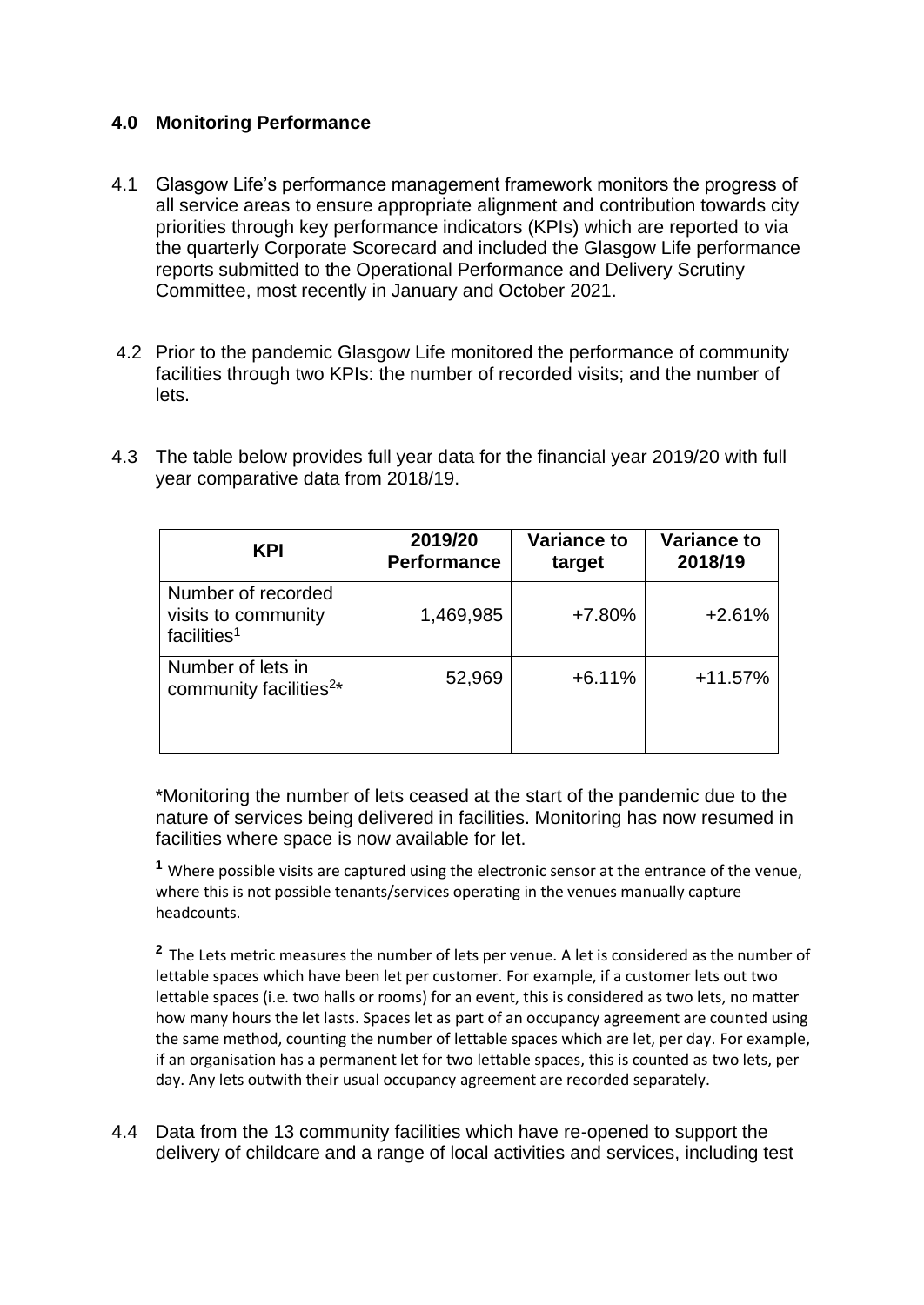## 4.0 Monitoring Performance

4.1 Glasgow Life's performance management framework monitors the progress of all service areas to ensure appropriate alignment and contribution towards city priorities through key performance indicators (KPIs) which are reported to via the quarterly Corporate Scorecard and included the Glasgow Life performance reports submitted to the Operational Performance and Delivery Scrutiny Committee, most recently in January and October 2021.

4.2 Prior to the pandemic Glasgow Life monitored the performance of community facilities through two KPIs: the number of recorded visits; and the number of lets.

4.3 The table below provides full year data for the financial year 2019/20 with full year comparative data from 2018/19.

| KPI | 2019/20 Performance | Variance to target | Variance to 2018/19 |
|---|---|---|---|
| Number of recorded visits to community facilities[1] | 1,469,985 | +7.80% | +2.61% |
| Number of lets in community facilities[2]* | 52,969 | +6.11% | +11.57% |

*Monitoring the number of lets ceased at the start of the pandemic due to the nature of services being delivered in facilities. Monitoring has now resumed in facilities where space is now available for let.

[1] Where possible visits are captured using the electronic sensor at the entrance of the venue, where this is not possible tenants/services operating in the venues manually capture headcounts.

[2] The Lets metric measures the number of lets per venue. A let is considered as the number of lettable spaces which have been let per customer. For example, if a customer lets out two lettable spaces (i.e. two halls or rooms) for an event, this is considered as two lets, no matter how many hours the let lasts. Spaces let as part of an occupancy agreement are counted using the same method, counting the number of lettable spaces which are let, per day. For example, if an organisation has a permanent let for two lettable spaces, this is counted as two lets, per day. Any lets outwith their usual occupancy agreement are recorded separately.

4.4 Data from the 13 community facilities which have re-opened to support the delivery of childcare and a range of local activities and services, including test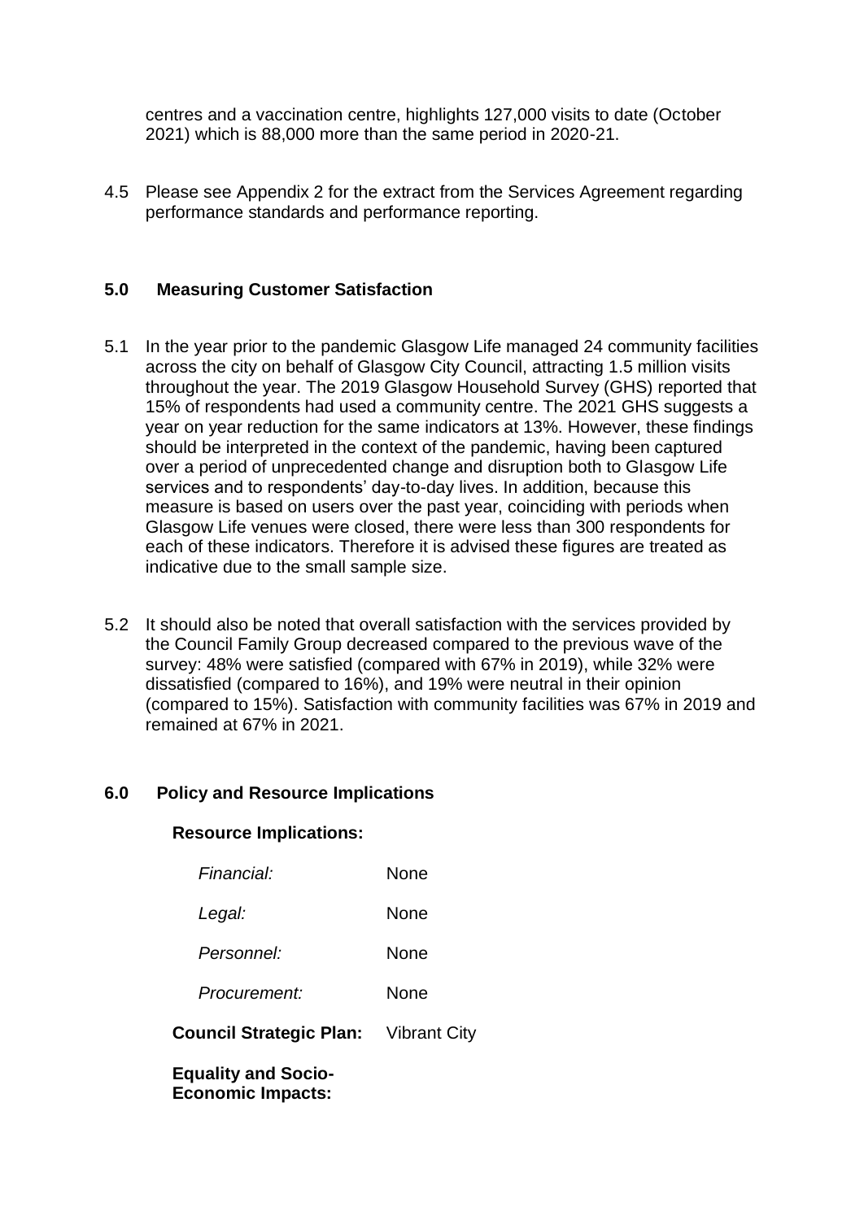centres and a vaccination centre, highlights 127,000 visits to date (October 2021) which is 88,000 more than the same period in 2020-21.

4.5 Please see Appendix 2 for the extract from the Services Agreement regarding performance standards and performance reporting.

## 5.0 Measuring Customer Satisfaction

5.1 In the year prior to the pandemic Glasgow Life managed 24 community facilities across the city on behalf of Glasgow City Council, attracting 1.5 million visits throughout the year. The 2019 Glasgow Household Survey (GHS) reported that 15% of respondents had used a community centre. The 2021 GHS suggests a year on year reduction for the same indicators at 13%. However, these findings should be interpreted in the context of the pandemic, having been captured over a period of unprecedented change and disruption both to Glasgow Life services and to respondents' day-to-day lives. In addition, because this measure is based on users over the past year, coinciding with periods when Glasgow Life venues were closed, there were less than 300 respondents for each of these indicators. Therefore it is advised these figures are treated as indicative due to the small sample size.

5.2 It should also be noted that overall satisfaction with the services provided by the Council Family Group decreased compared to the previous wave of the survey: 48% were satisfied (compared with 67% in 2019), while 32% were dissatisfied (compared to 16%), and 19% were neutral in their opinion (compared to 15%). Satisfaction with community facilities was 67% in 2019 and remained at 67% in 2021.

## 6.0 Policy and Resource Implications

**Resource Implications:**

*Financial:* None

*Legal:* None

*Personnel:* None

*Procurement:* None

**Council Strategic Plan:** Vibrant City

**Equality and Socio-Economic Impacts:**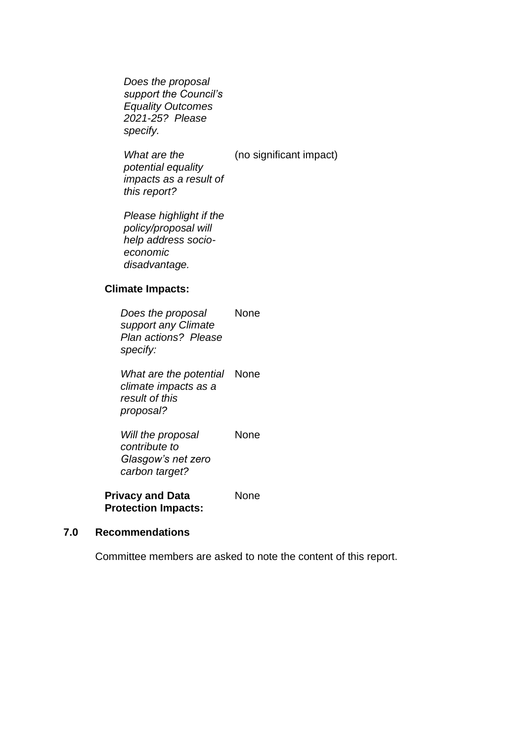| | |
|---|---|
| *Does the proposal support the Council's Equality Outcomes 2021-25? Please specify.* | |
| *What are the potential equality impacts as a result of this report?* | (no significant impact) |
| *Please highlight if the policy/proposal will help address socio-economic disadvantage.* | |

**Climate Impacts:**

| | |
|---|---|
| *Does the proposal support any Climate Plan actions? Please specify:* | None |
| *What are the potential climate impacts as a result of this proposal?* | None |
| *Will the proposal contribute to Glasgow's net zero carbon target?* | None |

| | |
|---|---|
| **Privacy and Data Protection Impacts:** | None |

## 7.0 Recommendations

Committee members are asked to note the content of this report.